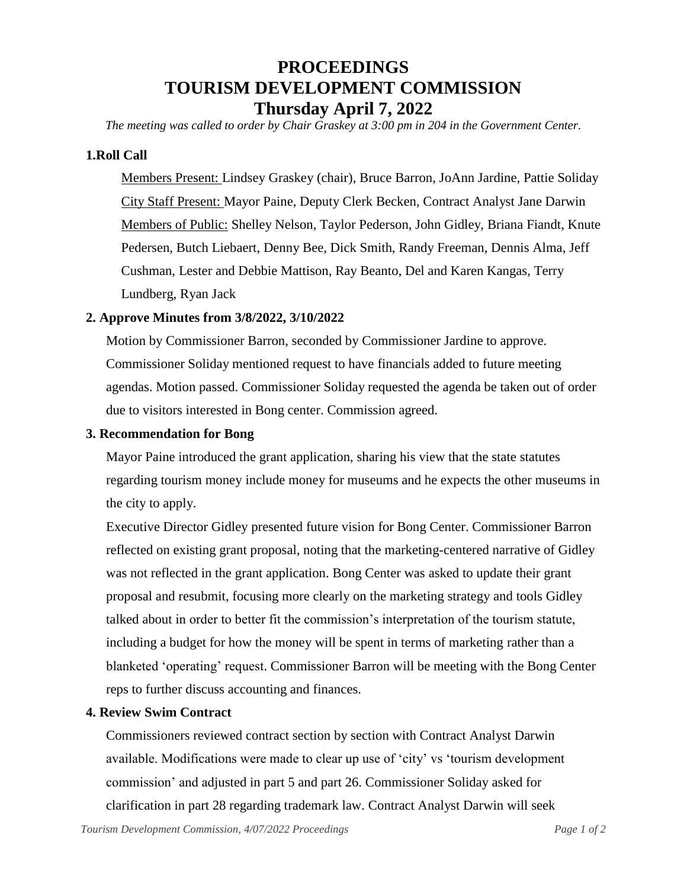# PROCEEDINGS
# TOURISM DEVELOPMENT COMMISSION
# Thursday April 7, 2022

*The meeting was called to order by Chair Graskey at 3:00 pm in 204 in the Government Center.*

### 1. Roll Call

Members Present: Lindsey Graskey (chair), Bruce Barron, JoAnn Jardine, Pattie Soliday
City Staff Present: Mayor Paine, Deputy Clerk Becken, Contract Analyst Jane Darwin
Members of Public: Shelley Nelson, Taylor Pederson, John Gidley, Briana Fiandt, Knute Pedersen, Butch Liebaert, Denny Bee, Dick Smith, Randy Freeman, Dennis Alma, Jeff Cushman, Lester and Debbie Mattison, Ray Beanto, Del and Karen Kangas, Terry Lundberg, Ryan Jack

### 2. Approve Minutes from 3/8/2022, 3/10/2022

Motion by Commissioner Barron, seconded by Commissioner Jardine to approve. Commissioner Soliday mentioned request to have financials added to future meeting agendas. Motion passed. Commissioner Soliday requested the agenda be taken out of order due to visitors interested in Bong center. Commission agreed.

### 3. Recommendation for Bong

Mayor Paine introduced the grant application, sharing his view that the state statutes regarding tourism money include money for museums and he expects the other museums in the city to apply.

Executive Director Gidley presented future vision for Bong Center. Commissioner Barron reflected on existing grant proposal, noting that the marketing-centered narrative of Gidley was not reflected in the grant application. Bong Center was asked to update their grant proposal and resubmit, focusing more clearly on the marketing strategy and tools Gidley talked about in order to better fit the commission's interpretation of the tourism statute, including a budget for how the money will be spent in terms of marketing rather than a blanketed 'operating' request. Commissioner Barron will be meeting with the Bong Center reps to further discuss accounting and finances.

### 4. Review Swim Contract

Commissioners reviewed contract section by section with Contract Analyst Darwin available. Modifications were made to clear up use of 'city' vs 'tourism development commission' and adjusted in part 5 and part 26. Commissioner Soliday asked for clarification in part 28 regarding trademark law. Contract Analyst Darwin will seek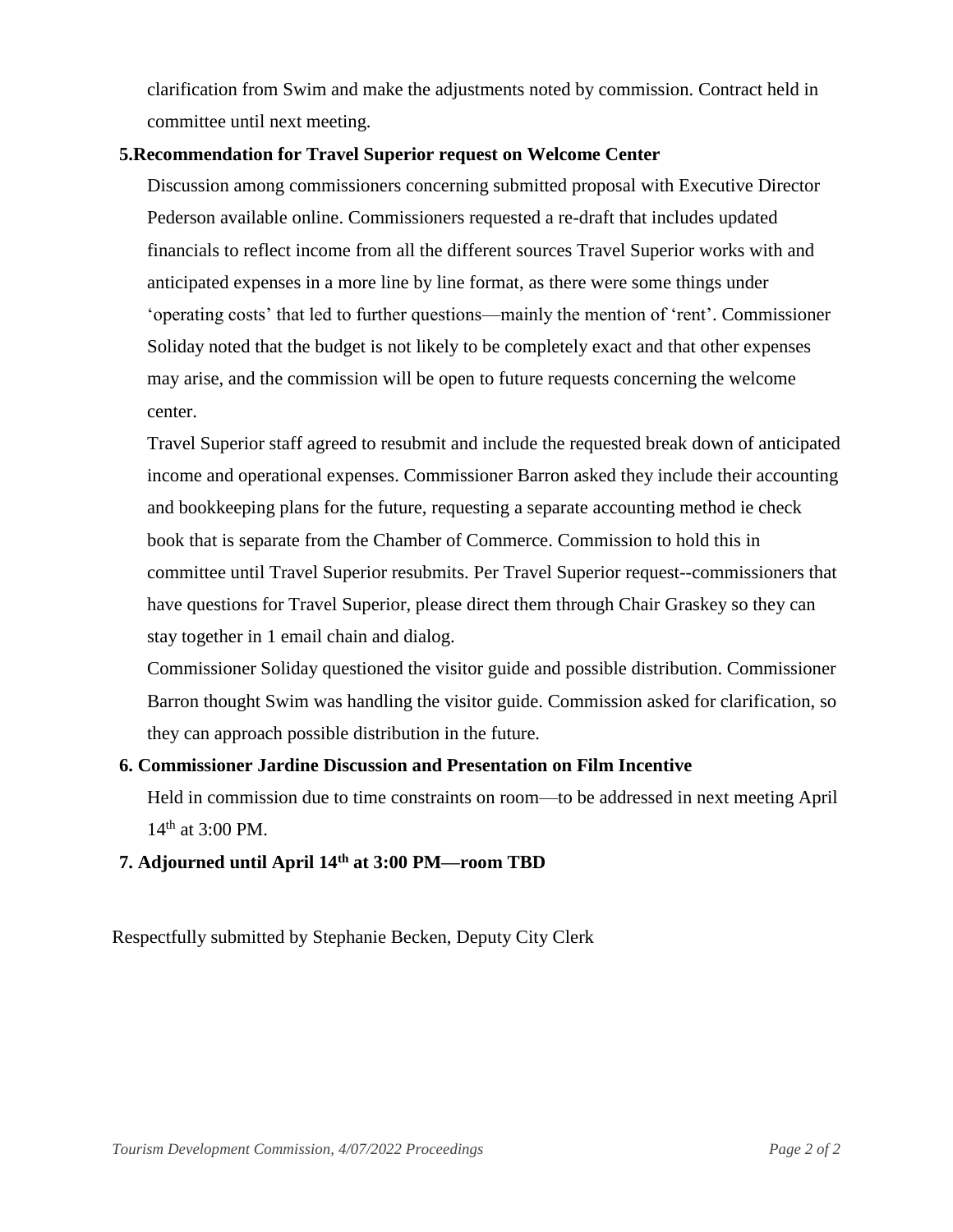clarification from Swim and make the adjustments noted by commission. Contract held in committee until next meeting.

**5.Recommendation for Travel Superior request on Welcome Center**

Discussion among commissioners concerning submitted proposal with Executive Director Pederson available online. Commissioners requested a re-draft that includes updated financials to reflect income from all the different sources Travel Superior works with and anticipated expenses in a more line by line format, as there were some things under 'operating costs' that led to further questions—mainly the mention of 'rent'. Commissioner Soliday noted that the budget is not likely to be completely exact and that other expenses may arise, and the commission will be open to future requests concerning the welcome center.

Travel Superior staff agreed to resubmit and include the requested break down of anticipated income and operational expenses. Commissioner Barron asked they include their accounting and bookkeeping plans for the future, requesting a separate accounting method ie check book that is separate from the Chamber of Commerce. Commission to hold this in committee until Travel Superior resubmits. Per Travel Superior request--commissioners that have questions for Travel Superior, please direct them through Chair Graskey so they can stay together in 1 email chain and dialog.

Commissioner Soliday questioned the visitor guide and possible distribution. Commissioner Barron thought Swim was handling the visitor guide. Commission asked for clarification, so they can approach possible distribution in the future.

**6. Commissioner Jardine Discussion and Presentation on Film Incentive**

Held in commission due to time constraints on room—to be addressed in next meeting April 14th at 3:00 PM.

**7. Adjourned until April 14th at 3:00 PM—room TBD**

Respectfully submitted by Stephanie Becken, Deputy City Clerk